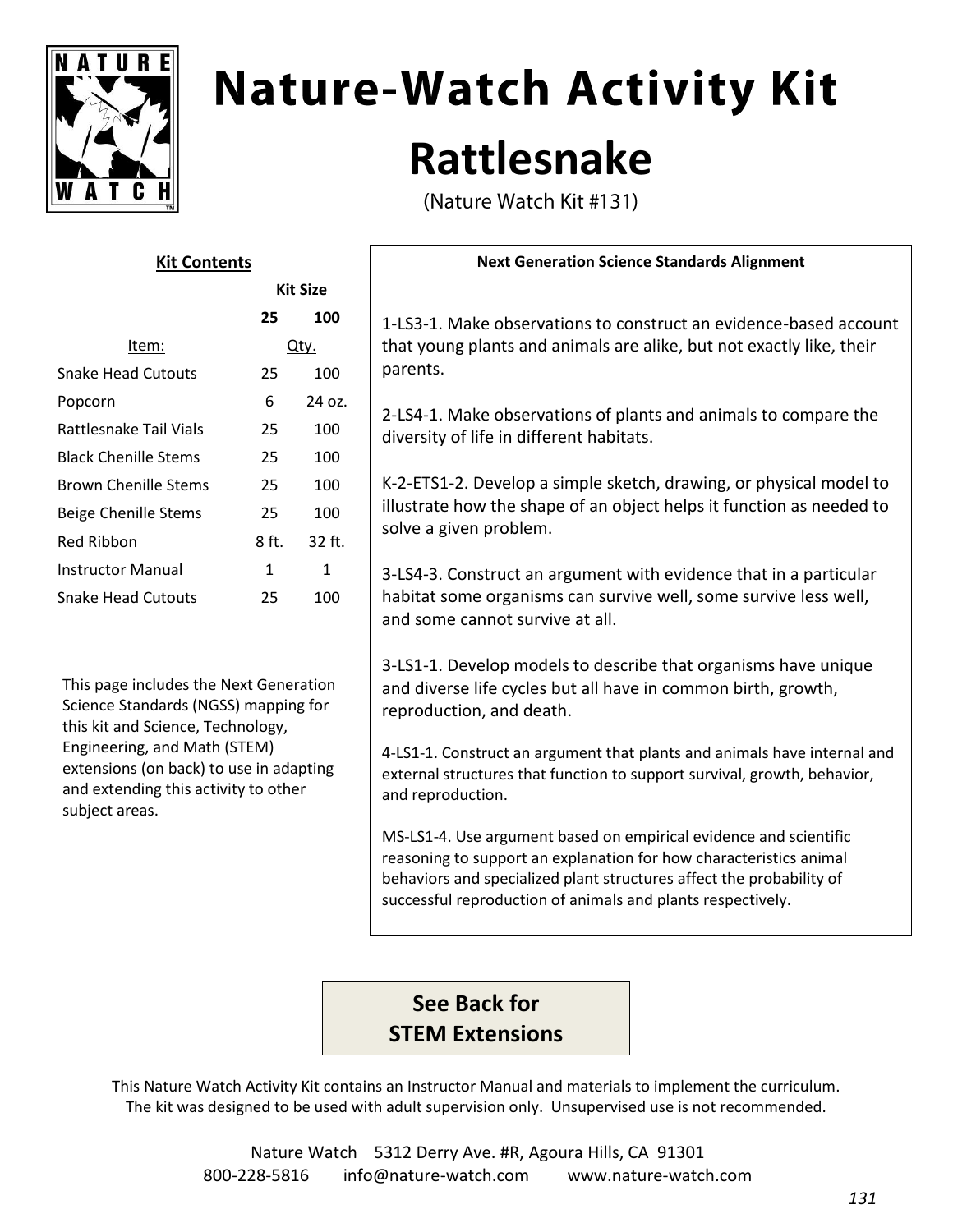# Nature-Watch Activity Kit

## Rattlesnake

(Nature Watch Kit #131)

### Kit Contents

| Item: | Kit Size 25 Qty. | Kit Size 100 Qty. |
|---|---|---|
| Snake Head Cutouts | 25 | 100 |
| Popcorn | 6 | 24 oz. |
| Rattlesnake Tail Vials | 25 | 100 |
| Black Chenille Stems | 25 | 100 |
| Brown Chenille Stems | 25 | 100 |
| Beige Chenille Stems | 25 | 100 |
| Red Ribbon | 8 ft. | 32 ft. |
| Instructor Manual | 1 | 1 |
| Snake Head Cutouts | 25 | 100 |

This page includes the Next Generation Science Standards (NGSS) mapping for this kit and Science, Technology, Engineering, and Math (STEM) extensions (on back) to use in adapting and extending this activity to other subject areas.

### Next Generation Science Standards Alignment

1-LS3-1. Make observations to construct an evidence-based account that young plants and animals are alike, but not exactly like, their parents.

2-LS4-1. Make observations of plants and animals to compare the diversity of life in different habitats.

K-2-ETS1-2. Develop a simple sketch, drawing, or physical model to illustrate how the shape of an object helps it function as needed to solve a given problem.

3-LS4-3. Construct an argument with evidence that in a particular habitat some organisms can survive well, some survive less well, and some cannot survive at all.

3-LS1-1. Develop models to describe that organisms have unique and diverse life cycles but all have in common birth, growth, reproduction, and death.

4-LS1-1. Construct an argument that plants and animals have internal and external structures that function to support survival, growth, behavior, and reproduction.

MS-LS1-4. Use argument based on empirical evidence and scientific reasoning to support an explanation for how characteristics animal behaviors and specialized plant structures affect the probability of successful reproduction of animals and plants respectively.

**See Back for STEM Extensions**

This Nature Watch Activity Kit contains an Instructor Manual and materials to implement the curriculum. The kit was designed to be used with adult supervision only. Unsupervised use is not recommended.

Nature Watch 5312 Derry Ave. #R, Agoura Hills, CA 91301
800-228-5816 info@nature-watch.com www.nature-watch.com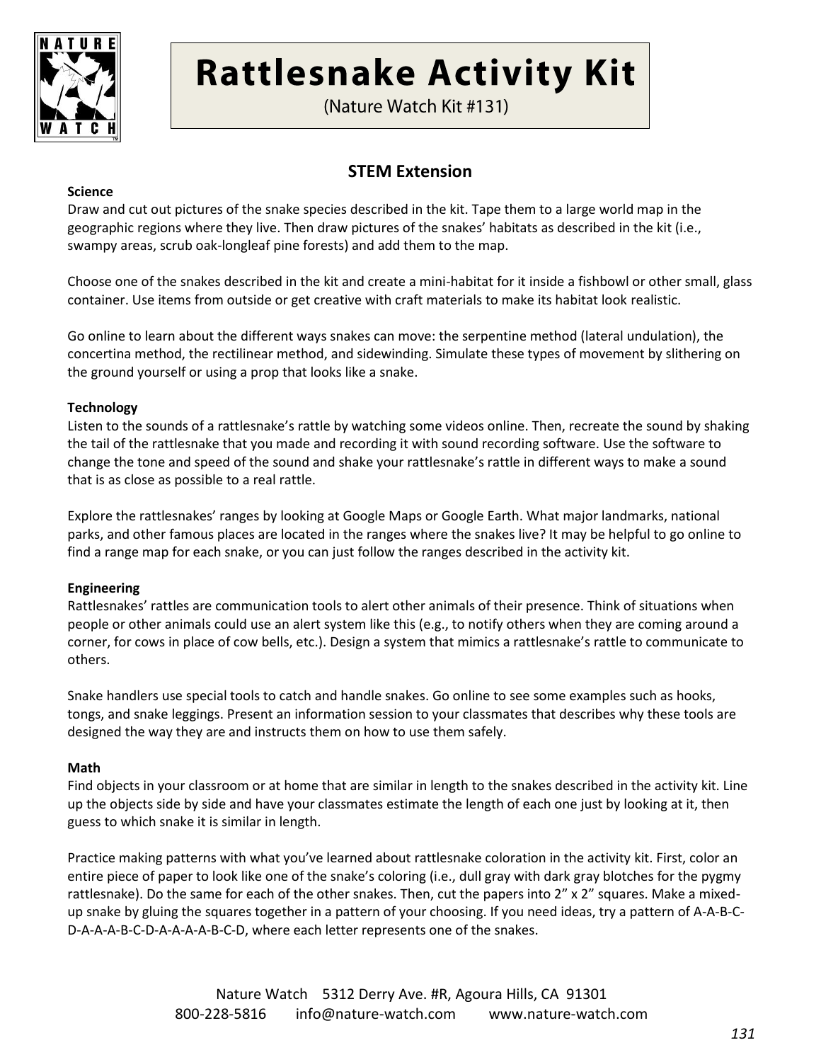# Rattlesnake Activity Kit

(Nature Watch Kit #131)

## STEM Extension

### Science

Draw and cut out pictures of the snake species described in the kit. Tape them to a large world map in the geographic regions where they live. Then draw pictures of the snakes' habitats as described in the kit (i.e., swampy areas, scrub oak-longleaf pine forests) and add them to the map.

Choose one of the snakes described in the kit and create a mini-habitat for it inside a fishbowl or other small, glass container. Use items from outside or get creative with craft materials to make its habitat look realistic.

Go online to learn about the different ways snakes can move: the serpentine method (lateral undulation), the concertina method, the rectilinear method, and sidewinding. Simulate these types of movement by slithering on the ground yourself or using a prop that looks like a snake.

### Technology

Listen to the sounds of a rattlesnake's rattle by watching some videos online. Then, recreate the sound by shaking the tail of the rattlesnake that you made and recording it with sound recording software. Use the software to change the tone and speed of the sound and shake your rattlesnake's rattle in different ways to make a sound that is as close as possible to a real rattle.

Explore the rattlesnakes' ranges by looking at Google Maps or Google Earth. What major landmarks, national parks, and other famous places are located in the ranges where the snakes live? It may be helpful to go online to find a range map for each snake, or you can just follow the ranges described in the activity kit.

### Engineering

Rattlesnakes' rattles are communication tools to alert other animals of their presence. Think of situations when people or other animals could use an alert system like this (e.g., to notify others when they are coming around a corner, for cows in place of cow bells, etc.). Design a system that mimics a rattlesnake's rattle to communicate to others.

Snake handlers use special tools to catch and handle snakes. Go online to see some examples such as hooks, tongs, and snake leggings. Present an information session to your classmates that describes why these tools are designed the way they are and instructs them on how to use them safely.

### Math

Find objects in your classroom or at home that are similar in length to the snakes described in the activity kit. Line up the objects side by side and have your classmates estimate the length of each one just by looking at it, then guess to which snake it is similar in length.

Practice making patterns with what you've learned about rattlesnake coloration in the activity kit. First, color an entire piece of paper to look like one of the snake's coloring (i.e., dull gray with dark gray blotches for the pygmy rattlesnake). Do the same for each of the other snakes. Then, cut the papers into 2" x 2" squares. Make a mixed-up snake by gluing the squares together in a pattern of your choosing. If you need ideas, try a pattern of A-A-B-C-D-A-A-A-B-C-D-A-A-A-A-B-C-D, where each letter represents one of the snakes.

Nature Watch 5312 Derry Ave. #R, Agoura Hills, CA 91301
800-228-5816 info@nature-watch.com www.nature-watch.com